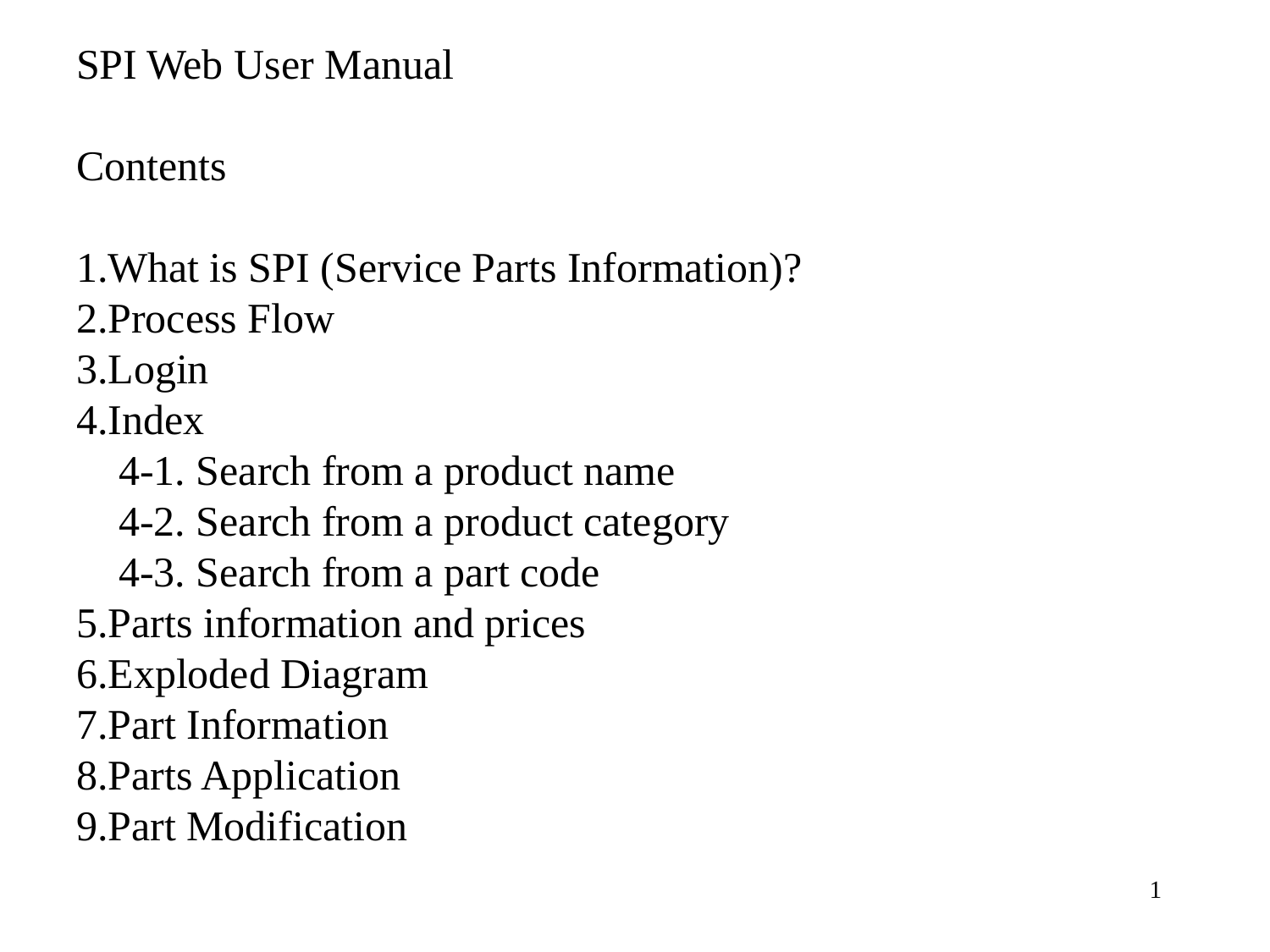# SPI Web User Manual

## Contents

1.What is SPI (Service Parts Information)?
2.Process Flow
3.Login
4.Index
    4-1. Search from a product name
    4-2. Search from a product category
    4-3. Search from a part code
5.Parts information and prices
6.Exploded Diagram
7.Part Information
8.Parts Application
9.Part Modification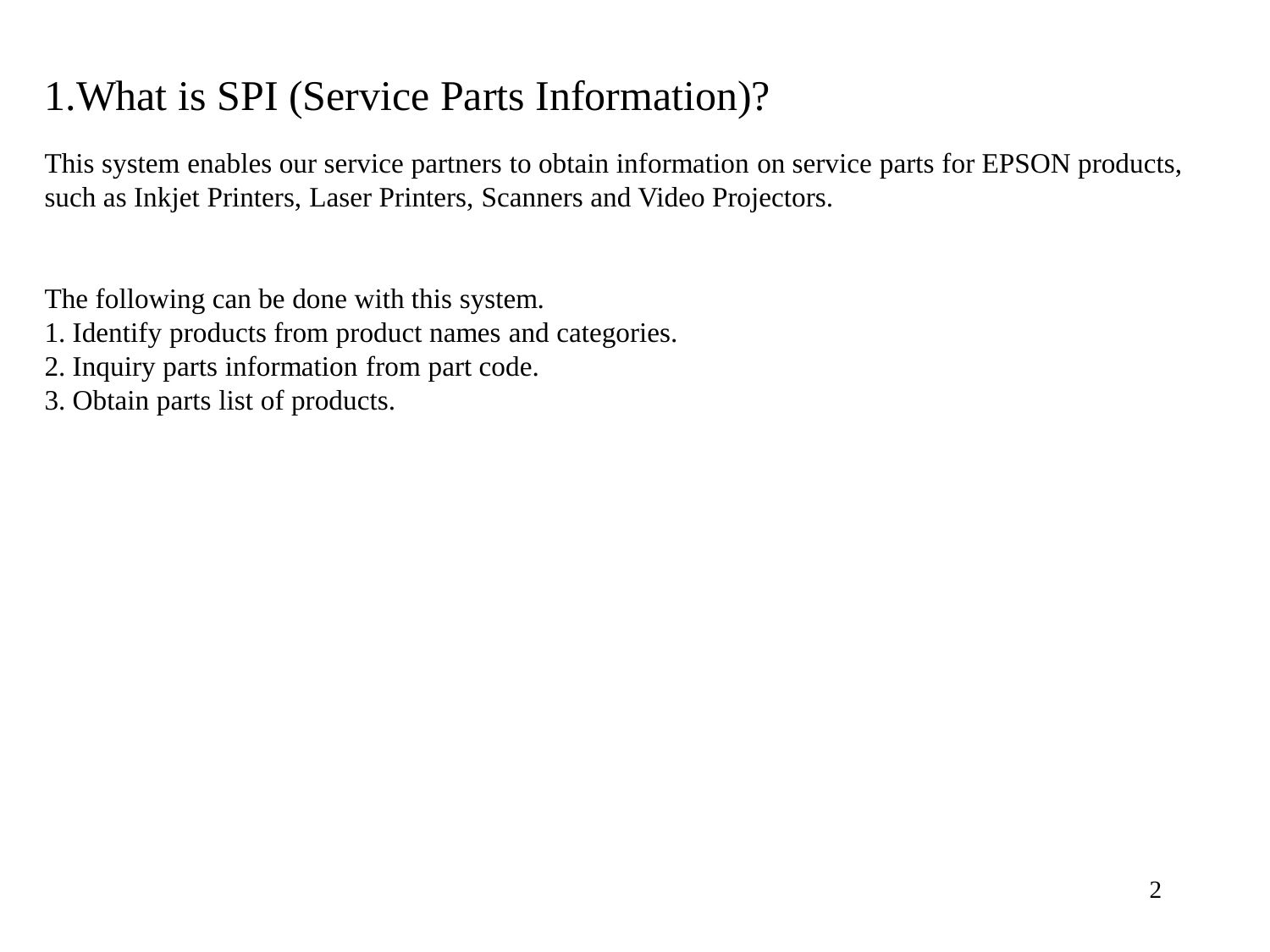# 1.What is SPI (Service Parts Information)?

This system enables our service partners to obtain information on service parts for EPSON products, such as Inkjet Printers, Laser Printers, Scanners and Video Projectors.

The following can be done with this system.

1. Identify products from product names and categories.
2. Inquiry parts information from part code.
3. Obtain parts list of products.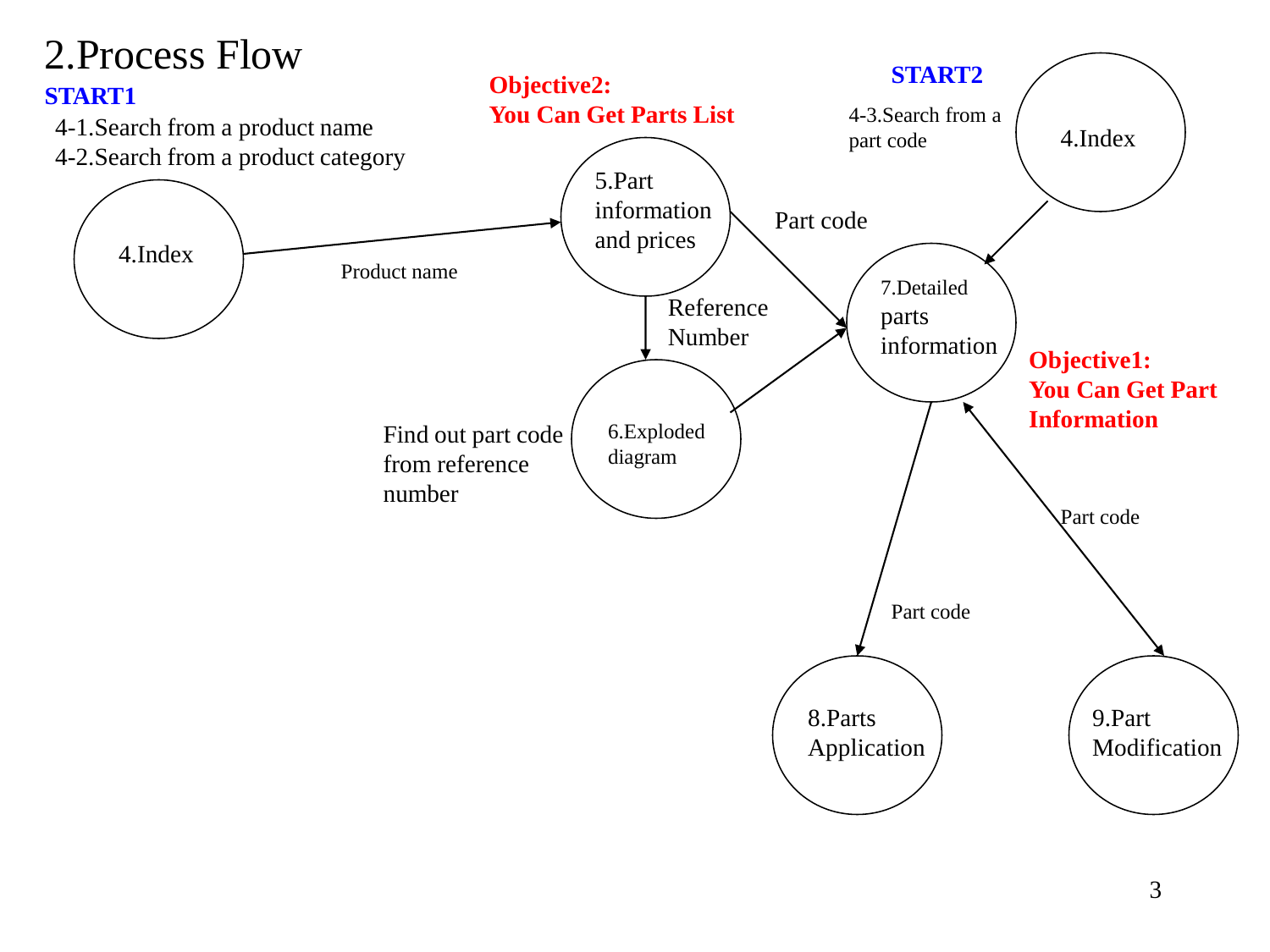# 2.Process Flow

**START1**

4-1.Search from a product name
4-2.Search from a product category

**Objective2: You Can Get Parts List**

**START2**

4-3.Search from a part code

4.Index

Product name

5.Part information and prices

Reference Number

Part code

6.Exploded diagram

Find out part code from reference number

4.Index

7.Detailed parts information

**Objective1: You Can Get Part Information**

Part code

Part code

8.Parts Application

9.Part Modification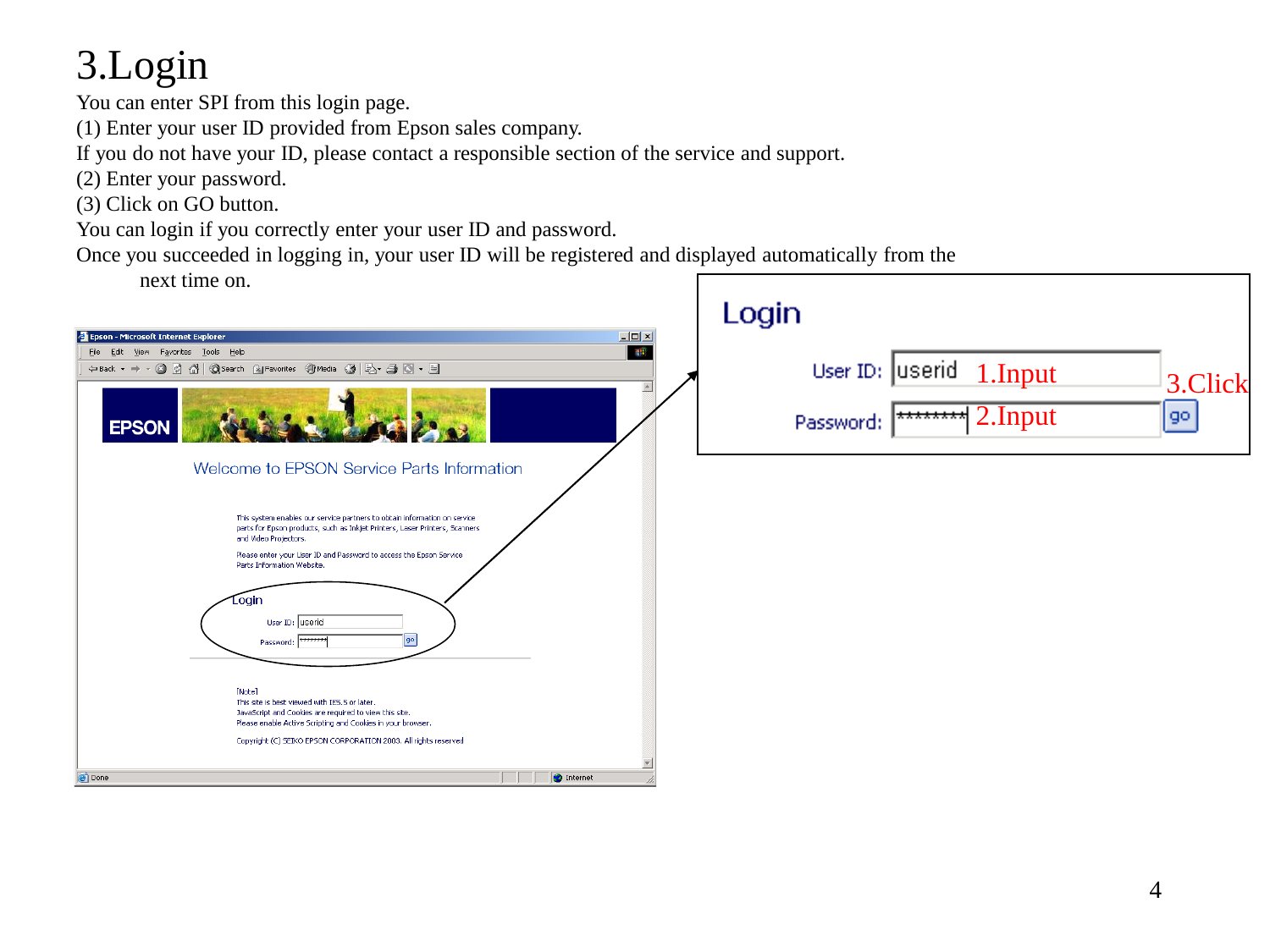# 3.Login

You can enter SPI from this login page.

(1) Enter your user ID provided from Epson sales company.

If you do not have your ID, please contact a responsible section of the service and support.

(2) Enter your password.

(3) Click on GO button.

You can login if you correctly enter your user ID and password.

Once you succeeded in logging in, your user ID will be registered and displayed automatically from the next time on.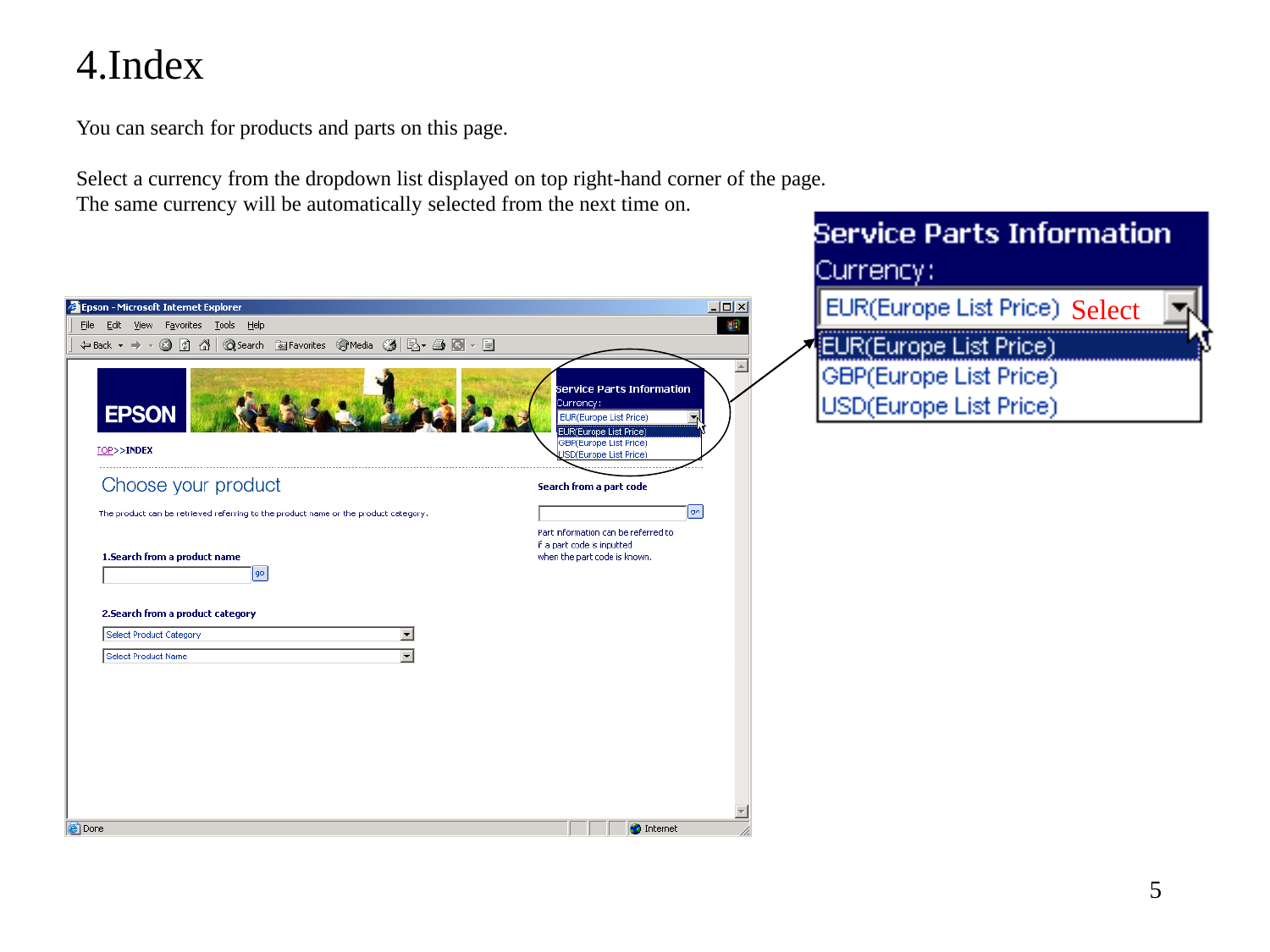# 4.Index

You can search for products and parts on this page.

Select a currency from the dropdown list displayed on top right-hand corner of the page.
The same currency will be automatically selected from the next time on.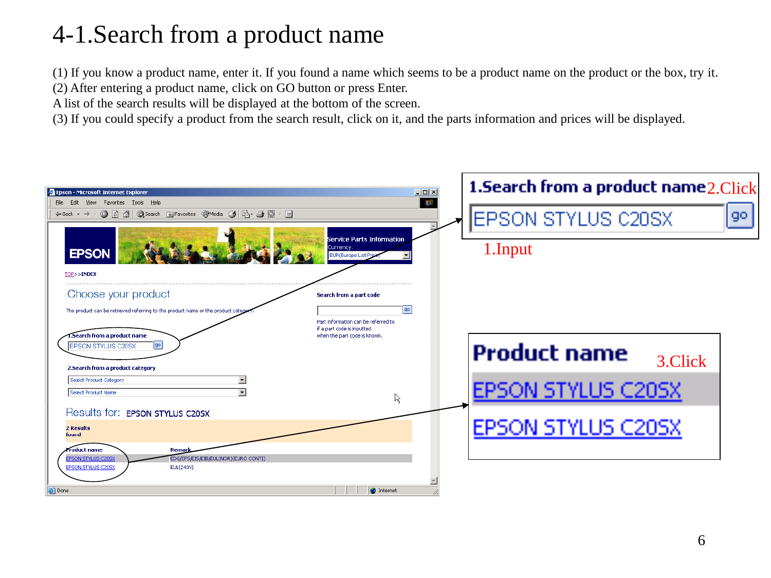# 4-1.Search from a product name

(1) If you know a product name, enter it. If you found a name which seems to be a product name on the product or the box, try it.
(2) After entering a product name, click on GO button or press Enter.
A list of the search results will be displayed at the bottom of the screen.
(3) If you could specify a product from the search result, click on it, and the parts information and prices will be displayed.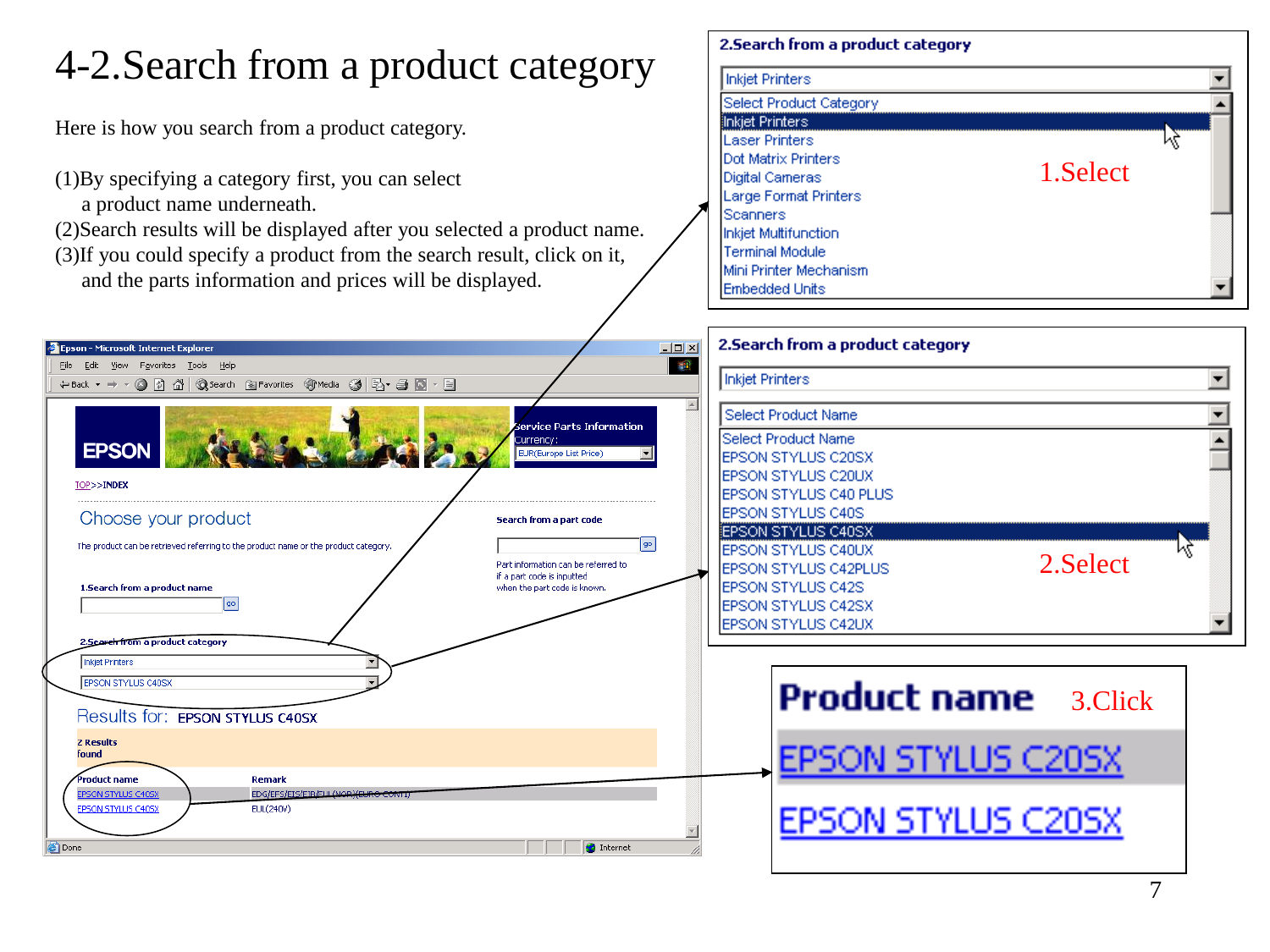# 4-2.Search from a product category

Here is how you search from a product category.

(1)By specifying a category first, you can select a product name underneath.
(2)Search results will be displayed after you selected a product name.
(3)If you could specify a product from the search result, click on it, and the parts information and prices will be displayed.

**2.Search from a product category**

Inkjet Printers

- Select Product Category
- Inkjet Printers
- Laser Printers
- Dot Matrix Printers
- Digital Cameras
- Large Format Printers
- Scanners
- Inkjet Multifunction
- Terminal Module
- Mini Printer Mechanism
- Embedded Units

1.Select

**2.Search from a product category**

Inkjet Printers

Select Product Name

- Select Product Name
- EPSON STYLUS C20SX
- EPSON STYLUS C20UX
- EPSON STYLUS C40 PLUS
- EPSON STYLUS C40S
- EPSON STYLUS C40SX
- EPSON STYLUS C40UX
- EPSON STYLUS C42PLUS
- EPSON STYLUS C42S
- EPSON STYLUS C42SX
- EPSON STYLUS C42UX

2.Select

**Product name** 3.Click

EPSON STYLUS C20SX

EPSON STYLUS C20SX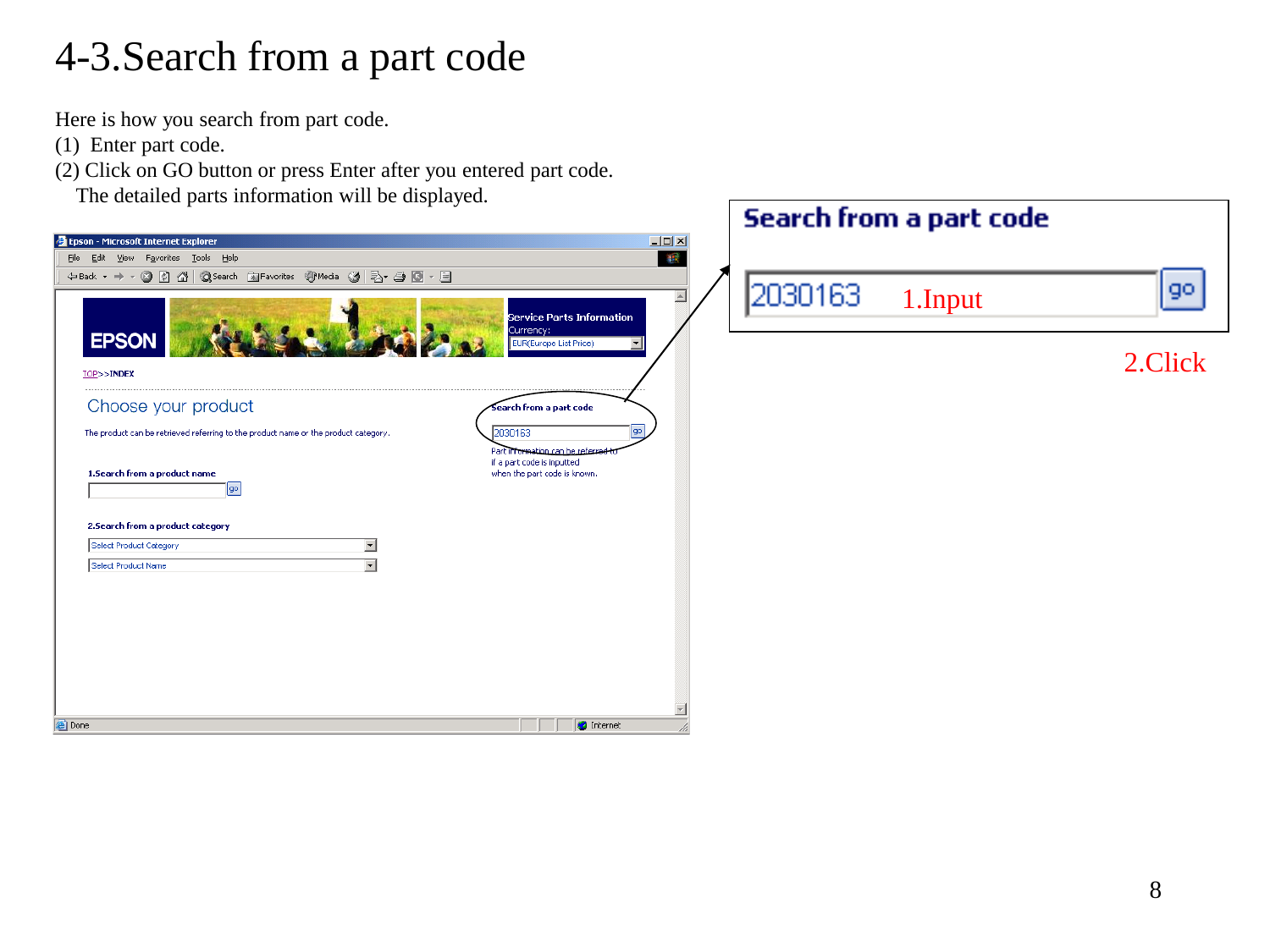# 4-3.Search from a part code

Here is how you search from part code.

(1) Enter part code.

(2) Click on GO button or press Enter after you entered part code.
The detailed parts information will be displayed.

**Search from a part code**

2030163 1.Input

2.Click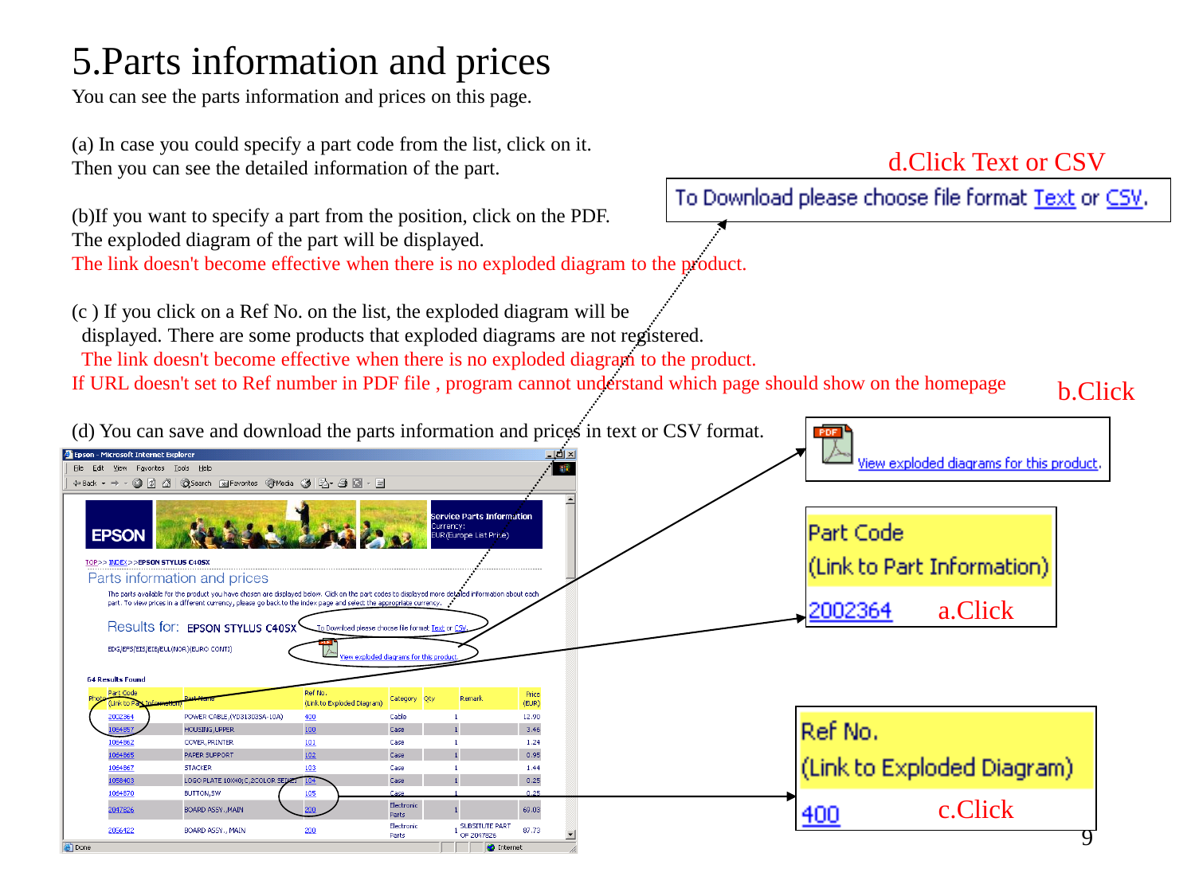# 5.Parts information and prices

You can see the parts information and prices on this page.

(a) In case you could specify a part code from the list, click on it.
Then you can see the detailed information of the part.

(b)If you want to specify a part from the position, click on the PDF.
The exploded diagram of the part will be displayed.
The link doesn't become effective when there is no exploded diagram to the product.

(c ) If you click on a Ref No. on the list, the exploded diagram will be displayed. There are some products that exploded diagrams are not registered.
The link doesn't become effective when there is no exploded diagram to the product.
If URL doesn't set to Ref number in PDF file , program cannot understand which page should show on the homepage

(d) You can save and download the parts information and prices in text or CSV format.

d.Click Text or CSV

To Download please choose file format Text or CSV.

b.Click

View exploded diagrams for this product.

Part Code
(Link to Part Information)
2002364 a.Click

Ref No.
(Link to Exploded Diagram)
400 c.Click

Epson - Microsoft Internet Explorer

EPSON

Service Parts Information
Currency:
EUR(Europe List Price)

TOP>> INDEX>> EPSON STYLUS C40SX

Parts information and prices

The parts available for the product you have chosen are displayed below. Click on the part codes to displayed more detailed information about each part. To view prices in a different currency, please go back to the index page and select the appropriate currency.

Results for: EPSON STYLUS C40SX

EDG/EPS/EIS/EIE/ELL(NOR)(EURO CONTI)

64 Results Found

| Photo | Part Code (Link to Part Information) | Part Name | Ref No. (Link to Exploded Diagram) | Category | Qty | Remark | Price (EUR) |
|---|---|---|---|---|---|---|---|
| | 2002364 | POWER CABLE,(YD313035A-10A) | 400 | Cable | 1 | | 12.90 |
| | 1064857 | HOUSING,UPPER | 100 | Case | 1 | | 3.46 |
| | 1064862 | COVER, PRINTER | 101 | Case | 1 | | 1.24 |
| | 1064865 | PAPER SUPPORT | 102 | Case | 1 | | 0.95 |
| | 1064867 | STACKER | 103 | Case | 1 | | 1.44 |
| | 1058403 | LOGO PLATE 10X40;C,2COLOR SERIES | 104 | Case | 1 | | 0.25 |
| | 1064870 | BUTTON,SW | 105 | Case | 1 | | 0.25 |
| | 2047826 | BOARD ASSY.,MAIN | 200 | Electronic Parts | 1 | | 69.03 |
| | 2056122 | BOARD ASSY., MAIN | 200 | Electronic Parts | 1 | SUBSITUTE PART OF 2047826 | 87.73 |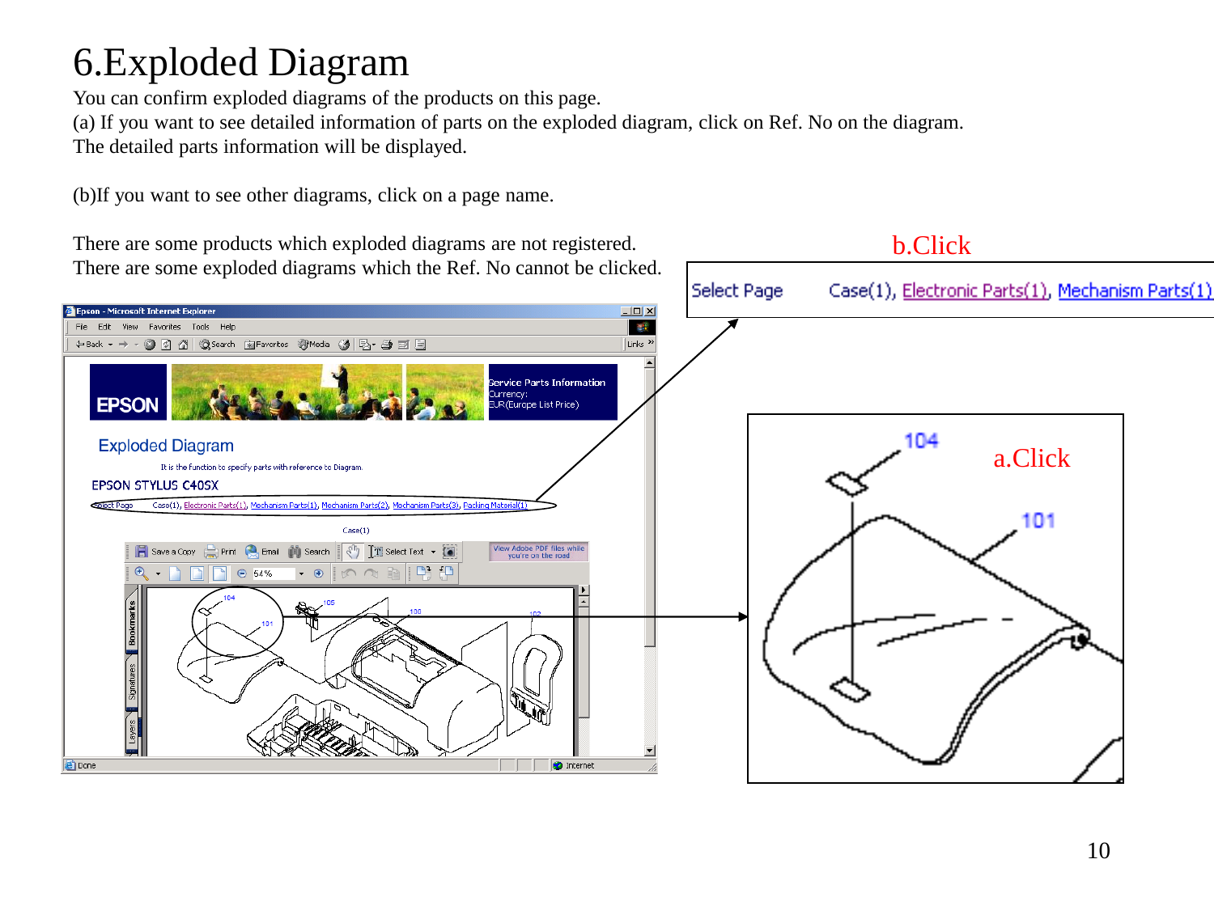# 6.Exploded Diagram

You can confirm exploded diagrams of the products on this page.
(a) If you want to see detailed information of parts on the exploded diagram, click on Ref. No on the diagram. The detailed parts information will be displayed.

(b)If you want to see other diagrams, click on a page name.

There are some products which exploded diagrams are not registered.
There are some exploded diagrams which the Ref. No cannot be clicked.

b.Click

Select Page Case(1), Electronic Parts(1), Mechanism Parts(1)

a.Click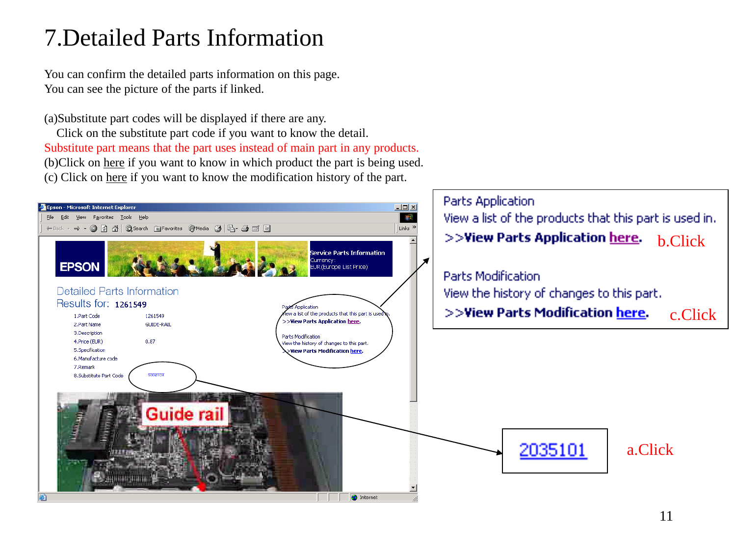# 7.Detailed Parts Information

You can confirm the detailed parts information on this page.
You can see the picture of the parts if linked.

(a)Substitute part codes will be displayed if there are any.
Click on the substitute part code if you want to know the detail.
Substitute part means that the part uses instead of main part in any products.
(b)Click on here if you want to know in which product the part is being used.
(c) Click on here if you want to know the modification history of the part.

Parts Application
View a list of the products that this part is used in.
**>>View Parts Application here.** b.Click

Parts Modification
View the history of changes to this part.
**>>View Parts Modification here.** c.Click

2035101 a.Click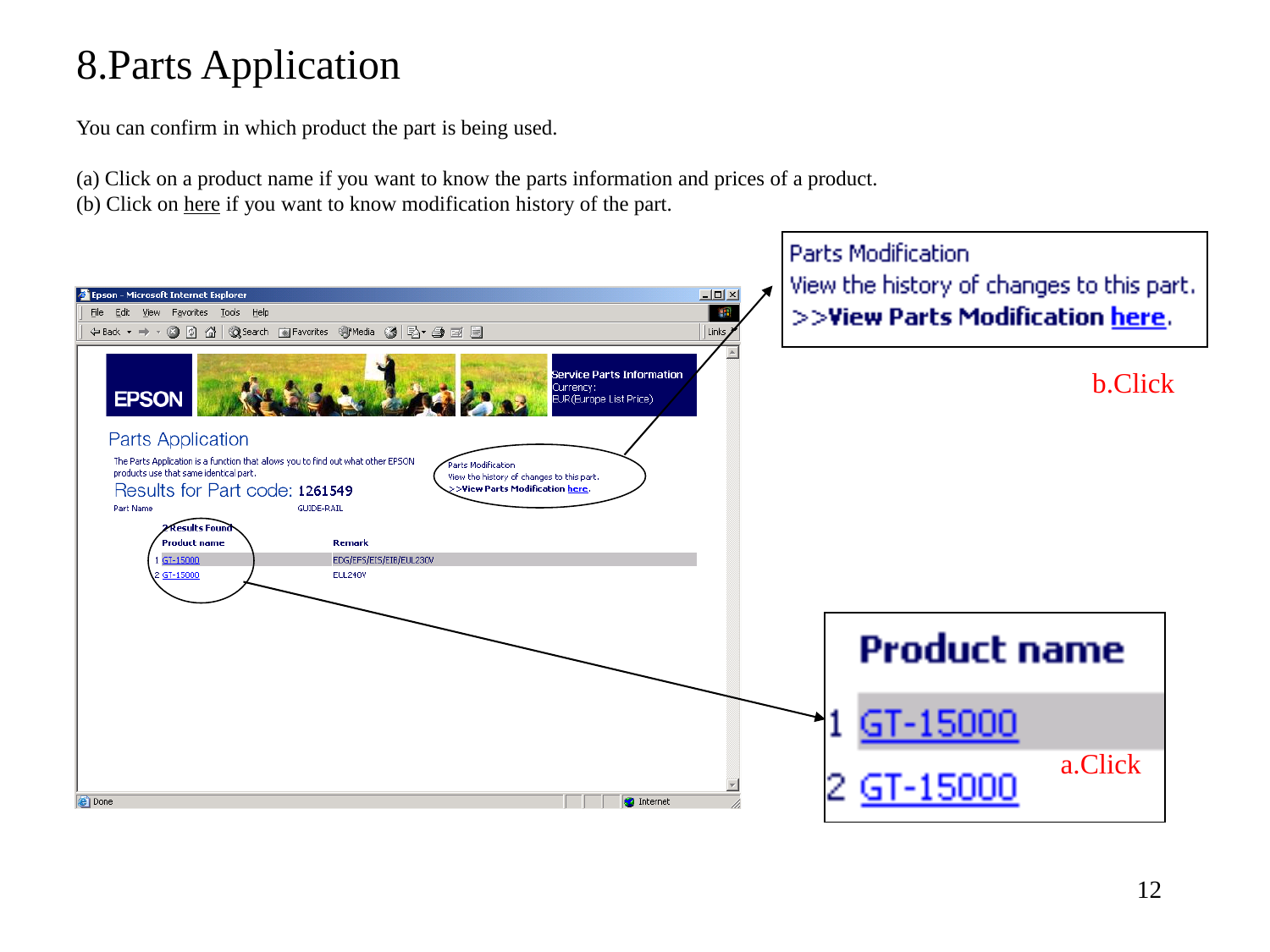# 8.Parts Application

You can confirm in which product the part is being used.

(a) Click on a product name if you want to know the parts information and prices of a product.
(b) Click on here if you want to know modification history of the part.

Parts Modification
View the history of changes to this part.
>>**View Parts Modification here.**

b.Click

Epson - Microsoft Internet Explorer

Service Parts Information
Currency:
EUR(Europe List Price)

Parts Application

The Parts Application is a function that allows you to find out what other EPSON products use that same identical part.

Results for Part code: **1261549**

Part Name GUIDE-RAIL

2 Results Found

| | Product name | Remark |
|---|---|---|
| 1 | GT-15000 | EDG/EFS/EIS/EIB/EUL230V |
| 2 | GT-15000 | EUL240V |

**Product name**

1 GT-15000

2 GT-15000

a.Click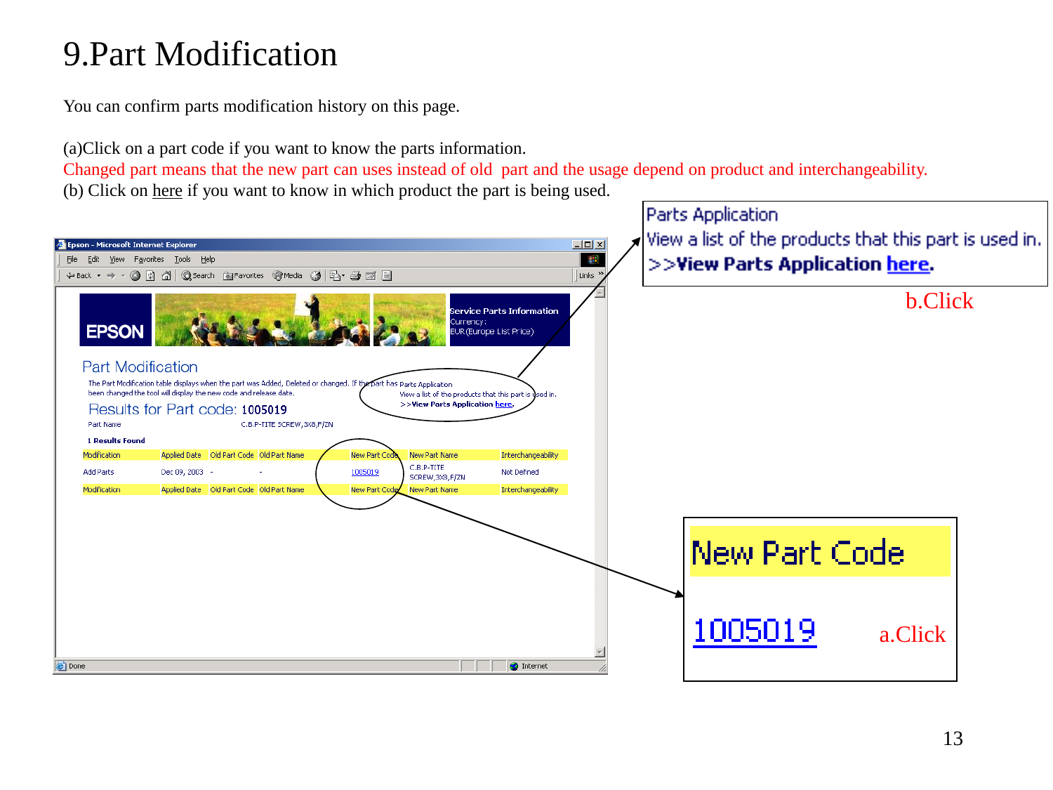# 9.Part Modification

You can confirm parts modification history on this page.

(a)Click on a part code if you want to know the parts information.

Changed part means that the new part can uses instead of old part and the usage depend on product and interchangeability.

(b) Click on here if you want to know in which product the part is being used.

Parts Application

View a list of the products that this part is used in.

>>**View Parts Application here.**

b.Click

Part Modification

The Part Modification table displays when the part was Added, Deleted or changed. If the part has been changed the tool will display the new code and release date.

Results for Part code: 1005019

Part Name C.B.P-TITE SCREW,3X8,F/ZN

1 Results Found

| Modification | Applied Date | Old Part Code | Old Part Name | New Part Code | New Part Name | Interchangeability |
|---|---|---|---|---|---|---|
| Add Parts | Dec 09, 2003 | - | - | 1005019 | C.B.P-TITE SCREW,3X8,F/ZN | Not Defined |

New Part Code

1005019

a.Click